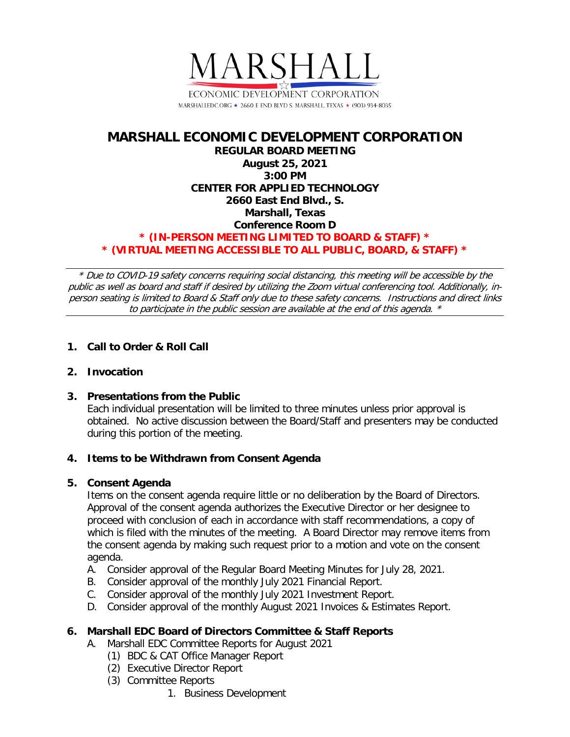MARSHALL

ECONOMIC DEVELOPMENT CORPORATION

MARSHALLEDC.ORG ★ 2660 E END BLVD S. MARSHALL, TEXAS ★ (903) 934-8035

# MARSHALL ECONOMIC DEVELOPMENT CORPORATION

**REGULAR BOARD MEETING**
**August 25, 2021**
**3:00 PM**
**CENTER FOR APPLIED TECHNOLOGY**
**2660 East End Blvd., S.**
**Marshall, Texas**
**Conference Room D**

**\* (IN-PERSON MEETING LIMITED TO BOARD & STAFF) \***
**\* (VIRTUAL MEETING ACCESSIBLE TO ALL PUBLIC, BOARD, & STAFF) \***

---

*\* Due to COVID-19 safety concerns requiring social distancing, this meeting will be accessible by the public as well as board and staff if desired by utilizing the Zoom virtual conferencing tool. Additionally, in-person seating is limited to Board & Staff only due to these safety concerns. Instructions and direct links to participate in the public session are available at the end of this agenda. \**

---

1. **Call to Order & Roll Call**

2. **Invocation**

3. **Presentations from the Public**
   Each individual presentation will be limited to three minutes unless prior approval is obtained. No active discussion between the Board/Staff and presenters may be conducted during this portion of the meeting.

4. **Items to be Withdrawn from Consent Agenda**

5. **Consent Agenda**
   Items on the consent agenda require little or no deliberation by the Board of Directors. Approval of the consent agenda authorizes the Executive Director or her designee to proceed with conclusion of each in accordance with staff recommendations, a copy of which is filed with the minutes of the meeting. A Board Director may remove items from the consent agenda by making such request prior to a motion and vote on the consent agenda.
   A. Consider approval of the Regular Board Meeting Minutes for July 28, 2021.
   B. Consider approval of the monthly July 2021 Financial Report.
   C. Consider approval of the monthly July 2021 Investment Report.
   D. Consider approval of the monthly August 2021 Invoices & Estimates Report.

6. **Marshall EDC Board of Directors Committee & Staff Reports**
   A. Marshall EDC Committee Reports for August 2021
      (1) BDC & CAT Office Manager Report
      (2) Executive Director Report
      (3) Committee Reports
         1. Business Development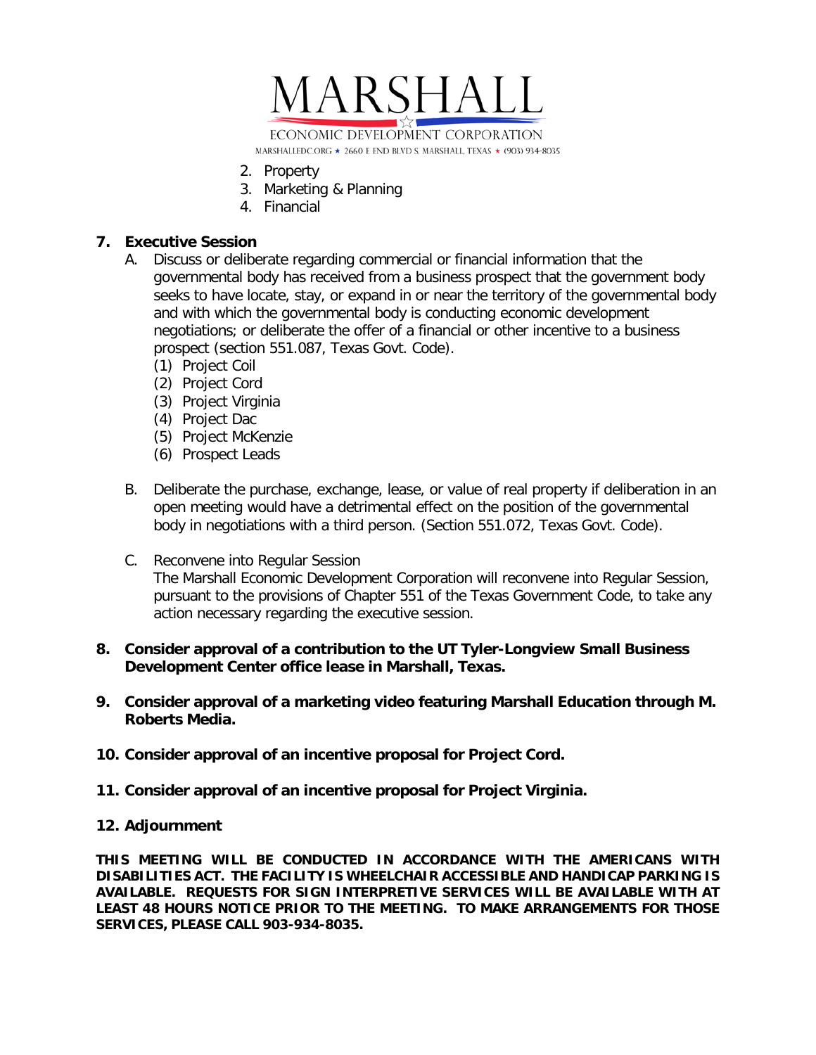2. Property
3. Marketing & Planning
4. Financial

**7. Executive Session**

A. Discuss or deliberate regarding commercial or financial information that the governmental body has received from a business prospect that the government body seeks to have locate, stay, or expand in or near the territory of the governmental body and with which the governmental body is conducting economic development negotiations; or deliberate the offer of a financial or other incentive to a business prospect (section 551.087, Texas Govt. Code).
   (1) Project Coil
   (2) Project Cord
   (3) Project Virginia
   (4) Project Dac
   (5) Project McKenzie
   (6) Prospect Leads

B. Deliberate the purchase, exchange, lease, or value of real property if deliberation in an open meeting would have a detrimental effect on the position of the governmental body in negotiations with a third person. (Section 551.072, Texas Govt. Code).

C. Reconvene into Regular Session
The Marshall Economic Development Corporation will reconvene into Regular Session, pursuant to the provisions of Chapter 551 of the Texas Government Code, to take any action necessary regarding the executive session.

**8. Consider approval of a contribution to the UT Tyler-Longview Small Business Development Center office lease in Marshall, Texas.**

**9. Consider approval of a marketing video featuring Marshall Education through M. Roberts Media.**

**10. Consider approval of an incentive proposal for Project Cord.**

**11. Consider approval of an incentive proposal for Project Virginia.**

**12. Adjournment**

**THIS MEETING WILL BE CONDUCTED IN ACCORDANCE WITH THE AMERICANS WITH DISABILITIES ACT. THE FACILITY IS WHEELCHAIR ACCESSIBLE AND HANDICAP PARKING IS AVAILABLE. REQUESTS FOR SIGN INTERPRETIVE SERVICES WILL BE AVAILABLE WITH AT LEAST 48 HOURS NOTICE PRIOR TO THE MEETING. TO MAKE ARRANGEMENTS FOR THOSE SERVICES, PLEASE CALL 903-934-8035.**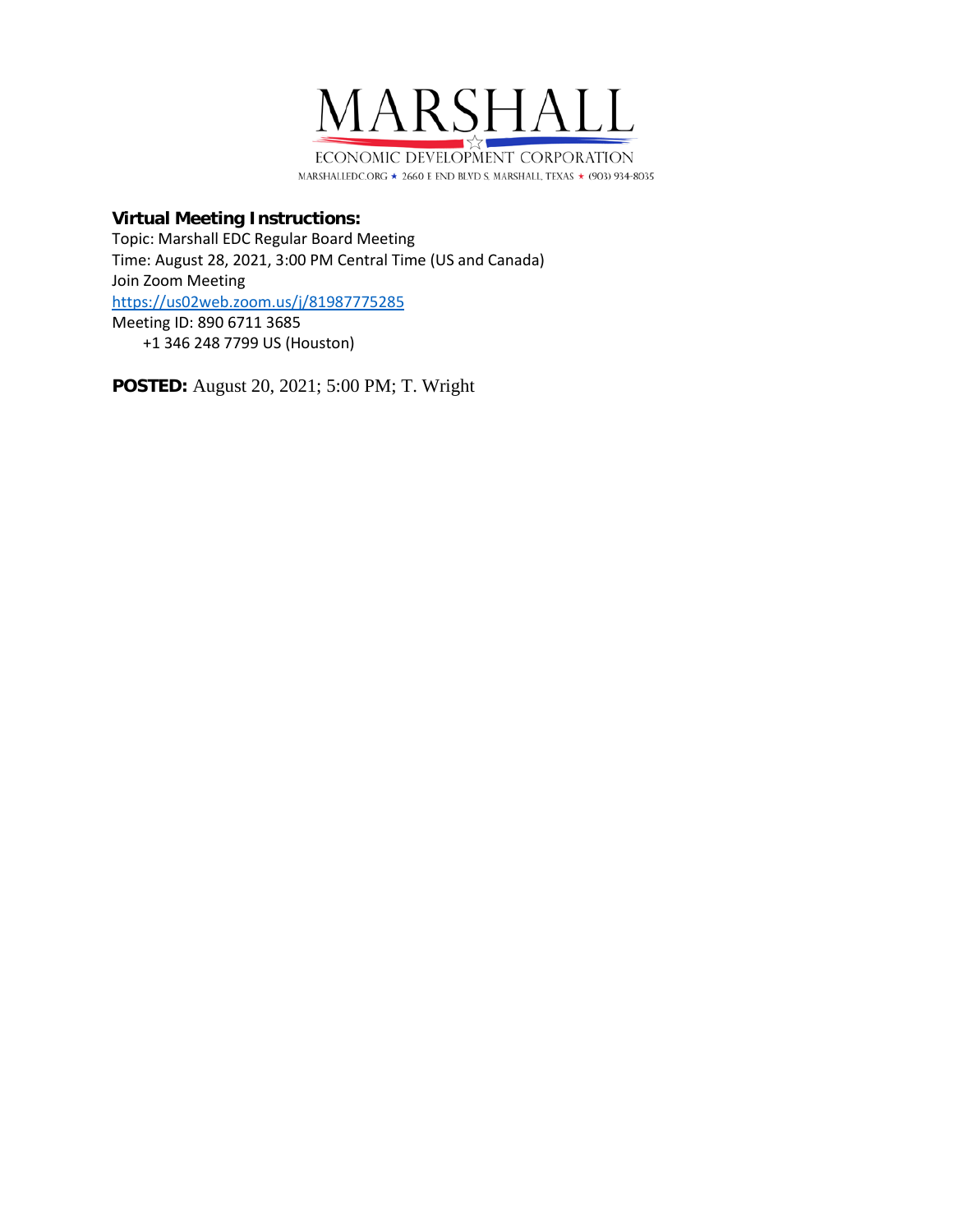MARSHALL

ECONOMIC DEVELOPMENT CORPORATION

MARSHALLEDC.ORG ★ 2660 E END BLVD S. MARSHALL, TEXAS ★ (903) 934-8035

**Virtual Meeting Instructions:**

Topic: Marshall EDC Regular Board Meeting
Time: August 28, 2021, 3:00 PM Central Time (US and Canada)
Join Zoom Meeting
https://us02web.zoom.us/j/81987775285
Meeting ID: 890 6711 3685
+1 346 248 7799 US (Houston)

**POSTED:** August 20, 2021; 5:00 PM; T. Wright